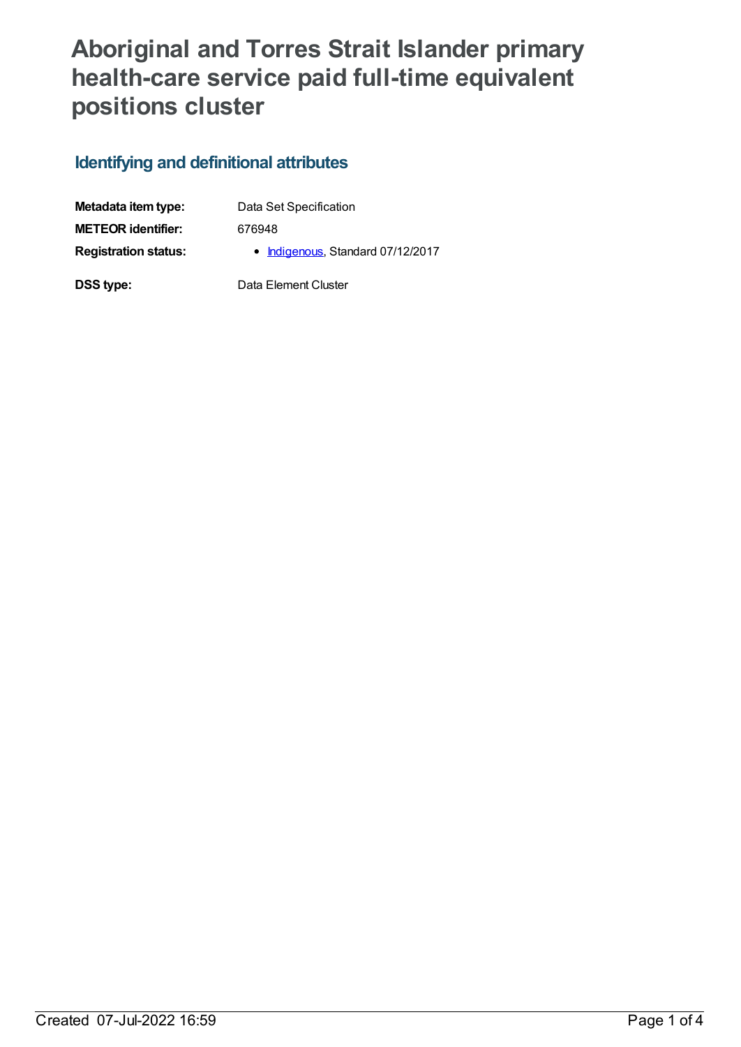# Aboriginal and Torres Strait Islander primary health-care service paid full-time equivalent positions cluster

## Identifying and definitional attributes

| | |
|---|---|
| **Metadata item type:** | Data Set Specification |
| **METEOR identifier:** | 676948 |
| **Registration status:** | • Indigenous, Standard 07/12/2017 |
| **DSS type:** | Data Element Cluster |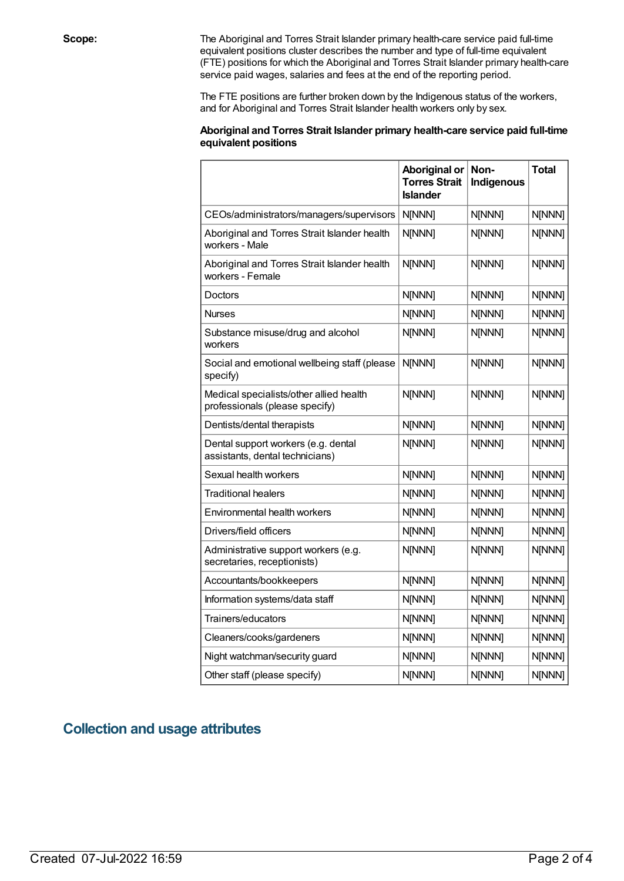**Scope:**

The Aboriginal and Torres Strait Islander primary health-care service paid full-time equivalent positions cluster describes the number and type of full-time equivalent (FTE) positions for which the Aboriginal and Torres Strait Islander primary health-care service paid wages, salaries and fees at the end of the reporting period.

The FTE positions are further broken down by the Indigenous status of the workers, and for Aboriginal and Torres Strait Islander health workers only by sex.

**Aboriginal and Torres Strait Islander primary health-care service paid full-time equivalent positions**

| | Aboriginal or Torres Strait Islander | Non-Indigenous | Total |
|---|---|---|---|
| CEOs/administrators/managers/supervisors | N[NNN] | N[NNN] | N[NNN] |
| Aboriginal and Torres Strait Islander health workers - Male | N[NNN] | N[NNN] | N[NNN] |
| Aboriginal and Torres Strait Islander health workers - Female | N[NNN] | N[NNN] | N[NNN] |
| Doctors | N[NNN] | N[NNN] | N[NNN] |
| Nurses | N[NNN] | N[NNN] | N[NNN] |
| Substance misuse/drug and alcohol workers | N[NNN] | N[NNN] | N[NNN] |
| Social and emotional wellbeing staff (please specify) | N[NNN] | N[NNN] | N[NNN] |
| Medical specialists/other allied health professionals (please specify) | N[NNN] | N[NNN] | N[NNN] |
| Dentists/dental therapists | N[NNN] | N[NNN] | N[NNN] |
| Dental support workers (e.g. dental assistants, dental technicians) | N[NNN] | N[NNN] | N[NNN] |
| Sexual health workers | N[NNN] | N[NNN] | N[NNN] |
| Traditional healers | N[NNN] | N[NNN] | N[NNN] |
| Environmental health workers | N[NNN] | N[NNN] | N[NNN] |
| Drivers/field officers | N[NNN] | N[NNN] | N[NNN] |
| Administrative support workers (e.g. secretaries, receptionists) | N[NNN] | N[NNN] | N[NNN] |
| Accountants/bookkeepers | N[NNN] | N[NNN] | N[NNN] |
| Information systems/data staff | N[NNN] | N[NNN] | N[NNN] |
| Trainers/educators | N[NNN] | N[NNN] | N[NNN] |
| Cleaners/cooks/gardeners | N[NNN] | N[NNN] | N[NNN] |
| Night watchman/security guard | N[NNN] | N[NNN] | N[NNN] |
| Other staff (please specify) | N[NNN] | N[NNN] | N[NNN] |

## Collection and usage attributes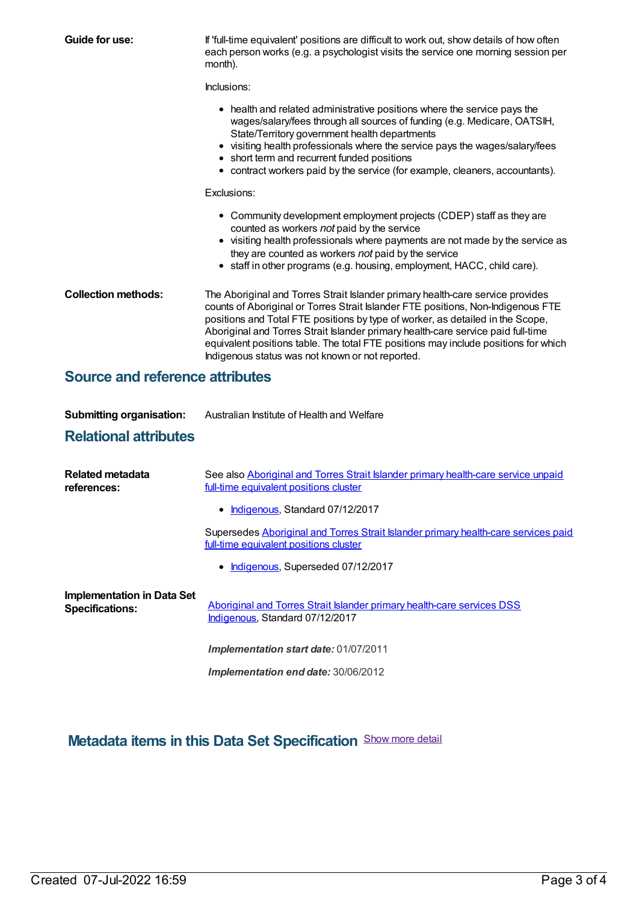**Guide for use:**

If 'full-time equivalent' positions are difficult to work out, show details of how often each person works (e.g. a psychologist visits the service one morning session per month).

Inclusions:

- health and related administrative positions where the service pays the wages/salary/fees through all sources of funding (e.g. Medicare, OATSIH, State/Territory government health departments
- visiting health professionals where the service pays the wages/salary/fees
- short term and recurrent funded positions
- contract workers paid by the service (for example, cleaners, accountants).

Exclusions:

- Community development employment projects (CDEP) staff as they are counted as workers *not* paid by the service
- visiting health professionals where payments are not made by the service as they are counted as workers *not* paid by the service
- staff in other programs (e.g. housing, employment, HACC, child care).

**Collection methods:**

The Aboriginal and Torres Strait Islander primary health-care service provides counts of Aboriginal or Torres Strait Islander FTE positions, Non-Indigenous FTE positions and Total FTE positions by type of worker, as detailed in the Scope, Aboriginal and Torres Strait Islander primary health-care service paid full-time equivalent positions table. The total FTE positions may include positions for which Indigenous status was not known or not reported.

## Source and reference attributes

**Submitting organisation:** Australian Institute of Health and Welfare

## Relational attributes

**Related metadata references:**

See also Aboriginal and Torres Strait Islander primary health-care service unpaid full-time equivalent positions cluster

- Indigenous, Standard 07/12/2017

Supersedes Aboriginal and Torres Strait Islander primary health-care services paid full-time equivalent positions cluster

- Indigenous, Superseded 07/12/2017

**Implementation in Data Set Specifications:**

Aboriginal and Torres Strait Islander primary health-care services DSS
Indigenous, Standard 07/12/2017

***Implementation start date:*** 01/07/2011

***Implementation end date:*** 30/06/2012

## Metadata items in this Data Set Specification

Show more detail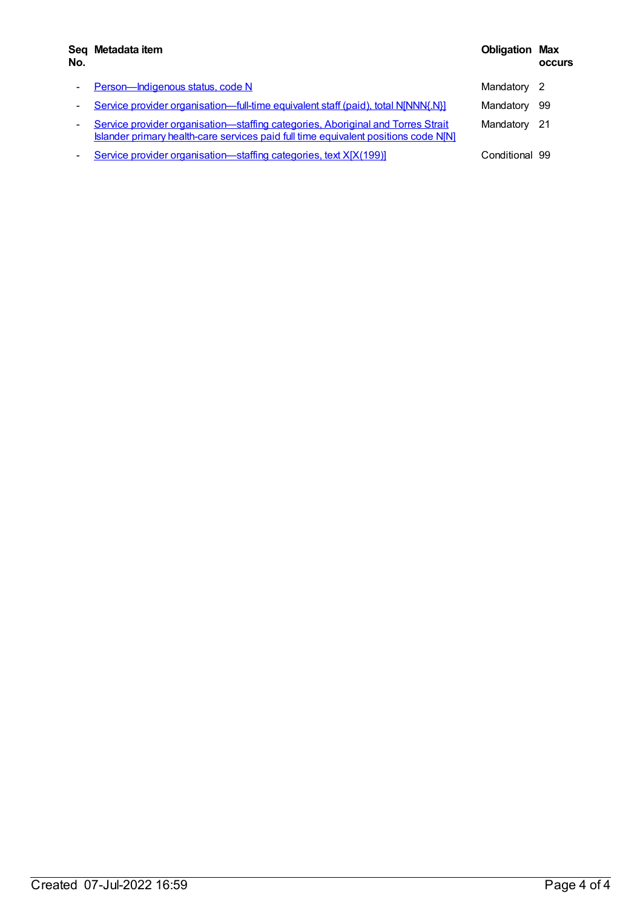| Seq No. | Metadata item | Obligation | Max occurs |
|---|---|---|---|
| - | Person—Indigenous status, code N | Mandatory | 2 |
| - | Service provider organisation—full-time equivalent staff (paid), total N[NNN{.N}] | Mandatory | 99 |
| - | Service provider organisation—staffing categories, Aboriginal and Torres Strait Islander primary health-care services paid full time equivalent positions code N[N] | Mandatory | 21 |
| - | Service provider organisation—staffing categories, text X[X(199)] | Conditional | 99 |

Created 07-Jul-2022 16:59